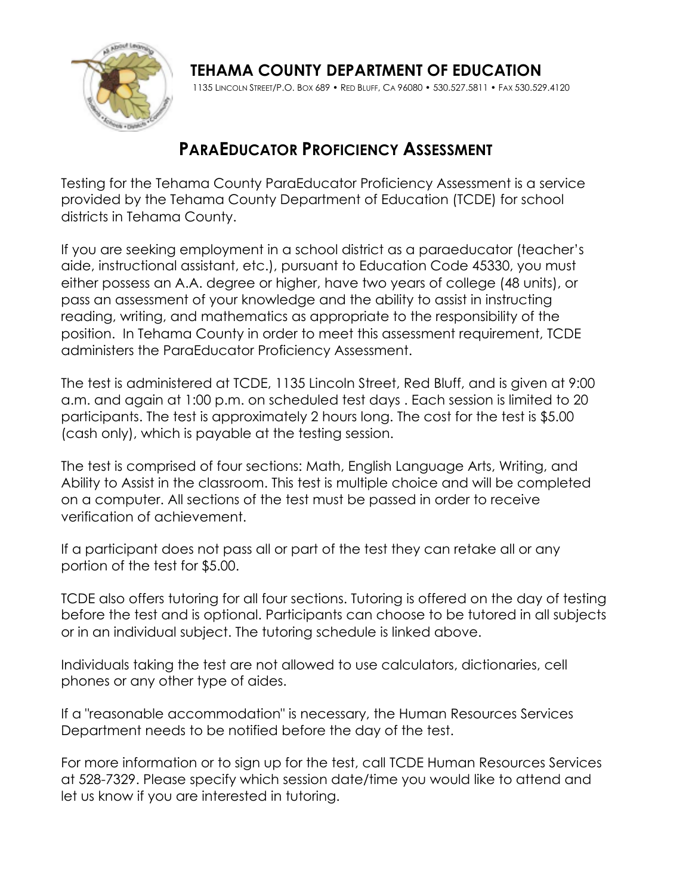# TEHAMA COUNTY DEPARTMENT OF EDUCATION

1135 LINCOLN STREET/P.O. BOX 689 • RED BLUFF, CA 96080 • 530.527.5811 • FAX 530.529.4120

## PARAEDUCATOR PROFICIENCY ASSESSMENT

Testing for the Tehama County ParaEducator Proficiency Assessment is a service provided by the Tehama County Department of Education (TCDE) for school districts in Tehama County.

If you are seeking employment in a school district as a paraeducator (teacher's aide, instructional assistant, etc.), pursuant to Education Code 45330, you must either possess an A.A. degree or higher, have two years of college (48 units), or pass an assessment of your knowledge and the ability to assist in instructing reading, writing, and mathematics as appropriate to the responsibility of the position. In Tehama County in order to meet this assessment requirement, TCDE administers the ParaEducator Proficiency Assessment.

The test is administered at TCDE, 1135 Lincoln Street, Red Bluff, and is given at 9:00 a.m. and again at 1:00 p.m. on scheduled test days . Each session is limited to 20 participants. The test is approximately 2 hours long. The cost for the test is $5.00 (cash only), which is payable at the testing session.

The test is comprised of four sections: Math, English Language Arts, Writing, and Ability to Assist in the classroom. This test is multiple choice and will be completed on a computer. All sections of the test must be passed in order to receive verification of achievement.

If a participant does not pass all or part of the test they can retake all or any portion of the test for $5.00.

TCDE also offers tutoring for all four sections. Tutoring is offered on the day of testing before the test and is optional. Participants can choose to be tutored in all subjects or in an individual subject. The tutoring schedule is linked above.

Individuals taking the test are not allowed to use calculators, dictionaries, cell phones or any other type of aides.

If a "reasonable accommodation" is necessary, the Human Resources Services Department needs to be notified before the day of the test.

For more information or to sign up for the test, call TCDE Human Resources Services at 528-7329. Please specify which session date/time you would like to attend and let us know if you are interested in tutoring.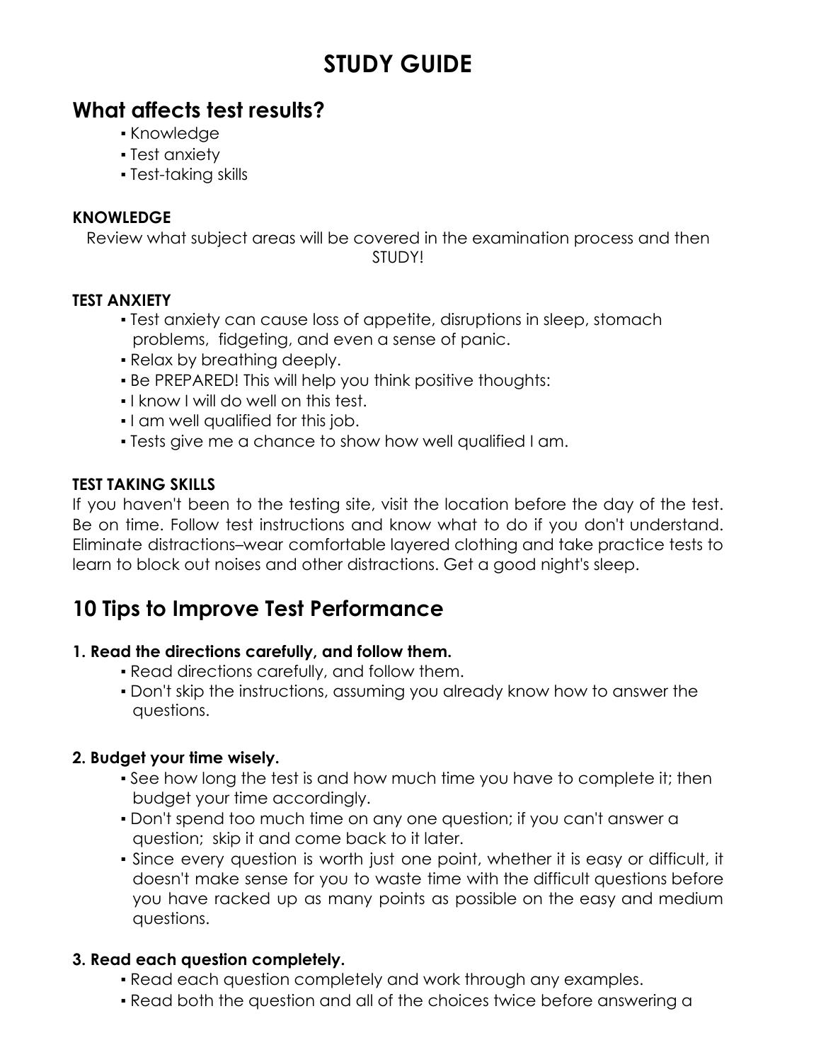# STUDY GUIDE

## What affects test results?

- Knowledge
- Test anxiety
- Test-taking skills

### KNOWLEDGE

Review what subject areas will be covered in the examination process and then STUDY!

### TEST ANXIETY

- Test anxiety can cause loss of appetite, disruptions in sleep, stomach problems, fidgeting, and even a sense of panic.
- Relax by breathing deeply.
- Be PREPARED! This will help you think positive thoughts:
- I know I will do well on this test.
- I am well qualified for this job.
- Tests give me a chance to show how well qualified I am.

### TEST TAKING SKILLS

If you haven't been to the testing site, visit the location before the day of the test. Be on time. Follow test instructions and know what to do if you don't understand. Eliminate distractions–wear comfortable layered clothing and take practice tests to learn to block out noises and other distractions. Get a good night's sleep.

## 10 Tips to Improve Test Performance

### 1. Read the directions carefully, and follow them.

- Read directions carefully, and follow them.
- Don't skip the instructions, assuming you already know how to answer the questions.

### 2. Budget your time wisely.

- See how long the test is and how much time you have to complete it; then budget your time accordingly.
- Don't spend too much time on any one question; if you can't answer a question; skip it and come back to it later.
- Since every question is worth just one point, whether it is easy or difficult, it doesn't make sense for you to waste time with the difficult questions before you have racked up as many points as possible on the easy and medium questions.

### 3. Read each question completely.

- Read each question completely and work through any examples.
- Read both the question and all of the choices twice before answering a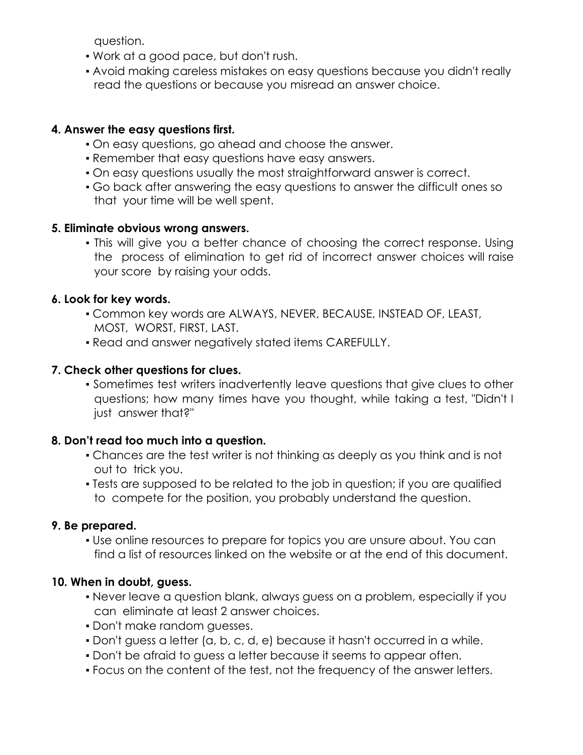question.

- Work at a good pace, but don't rush.
- Avoid making careless mistakes on easy questions because you didn't really read the questions or because you misread an answer choice.

**4. Answer the easy questions first.**

- On easy questions, go ahead and choose the answer.
- Remember that easy questions have easy answers.
- On easy questions usually the most straightforward answer is correct.
- Go back after answering the easy questions to answer the difficult ones so that your time will be well spent.

**5. Eliminate obvious wrong answers.**

- This will give you a better chance of choosing the correct response. Using the process of elimination to get rid of incorrect answer choices will raise your score by raising your odds.

**6. Look for key words.**

- Common key words are ALWAYS, NEVER, BECAUSE, INSTEAD OF, LEAST, MOST, WORST, FIRST, LAST.
- Read and answer negatively stated items CAREFULLY.

**7. Check other questions for clues.**

- Sometimes test writers inadvertently leave questions that give clues to other questions; how many times have you thought, while taking a test, "Didn't I just answer that?"

**8. Don't read too much into a question.**

- Chances are the test writer is not thinking as deeply as you think and is not out to trick you.
- Tests are supposed to be related to the job in question; if you are qualified to compete for the position, you probably understand the question.

**9. Be prepared.**

- Use online resources to prepare for topics you are unsure about. You can find a list of resources linked on the website or at the end of this document.

**10. When in doubt, guess.**

- Never leave a question blank, always guess on a problem, especially if you can eliminate at least 2 answer choices.
- Don't make random guesses.
- Don't guess a letter (a, b, c, d, e) because it hasn't occurred in a while.
- Don't be afraid to guess a letter because it seems to appear often.
- Focus on the content of the test, not the frequency of the answer letters.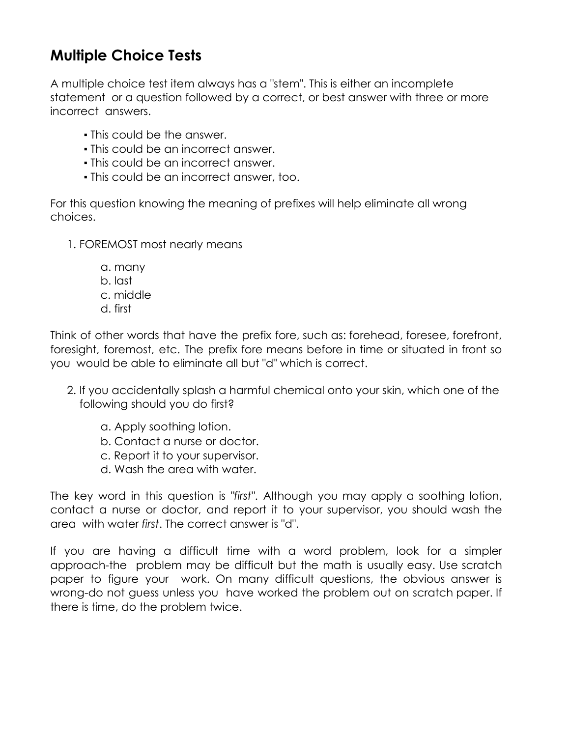## Multiple Choice Tests

A multiple choice test item always has a "stem". This is either an incomplete statement or a question followed by a correct, or best answer with three or more incorrect answers.

- This could be the answer.
- This could be an incorrect answer.
- This could be an incorrect answer.
- This could be an incorrect answer, too.

For this question knowing the meaning of prefixes will help eliminate all wrong choices.

1. FOREMOST most nearly means

   a. many
   b. last
   c. middle
   d. first

Think of other words that have the prefix fore, such as: forehead, foresee, forefront, foresight, foremost, etc. The prefix fore means before in time or situated in front so you would be able to eliminate all but "d" which is correct.

2. If you accidentally splash a harmful chemical onto your skin, which one of the following should you do first?

   a. Apply soothing lotion.
   b. Contact a nurse or doctor.
   c. Report it to your supervisor.
   d. Wash the area with water.

The key word in this question is "*first*". Although you may apply a soothing lotion, contact a nurse or doctor, and report it to your supervisor, you should wash the area with water *first*. The correct answer is "d".

If you are having a difficult time with a word problem, look for a simpler approach-the problem may be difficult but the math is usually easy. Use scratch paper to figure your work. On many difficult questions, the obvious answer is wrong-do not guess unless you have worked the problem out on scratch paper. If there is time, do the problem twice.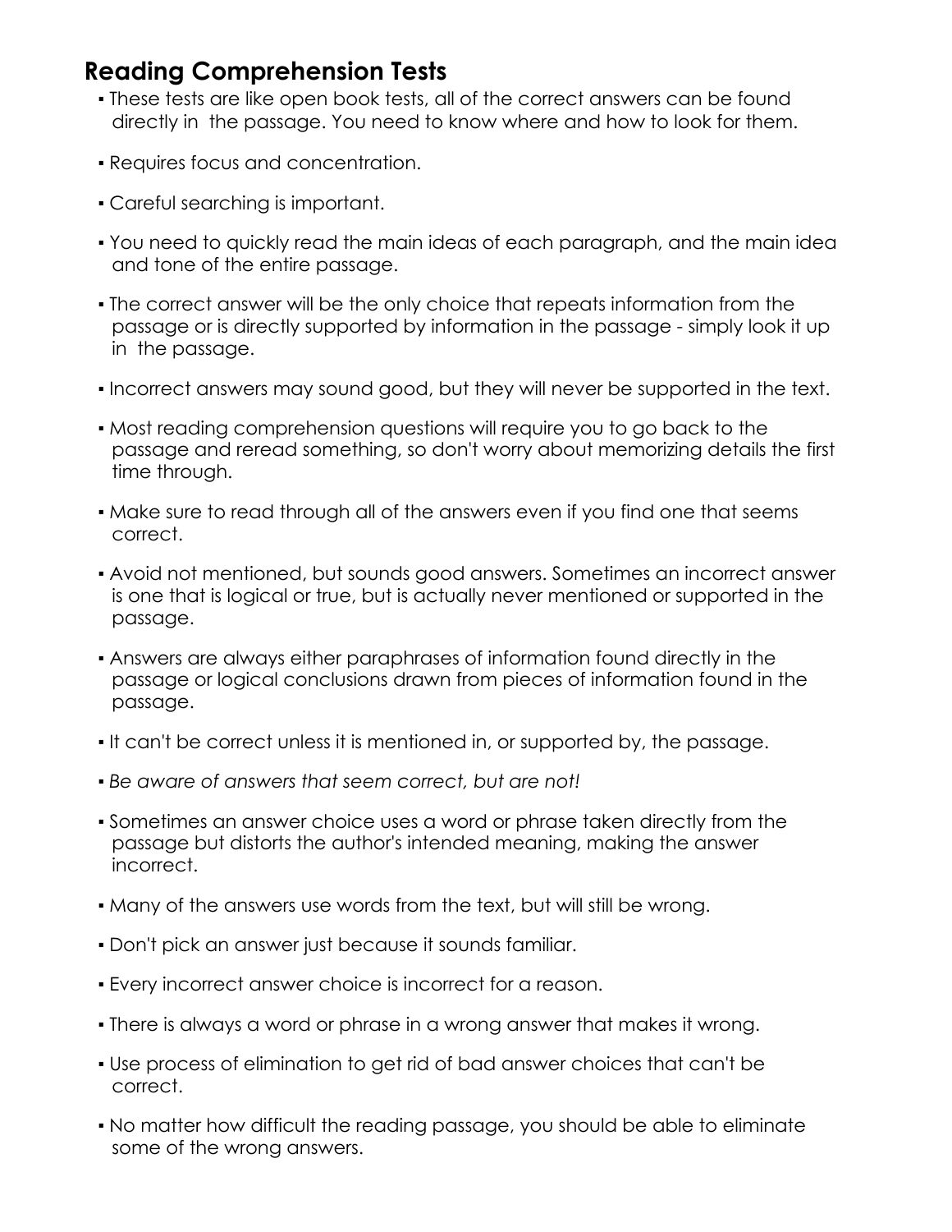## Reading Comprehension Tests

- These tests are like open book tests, all of the correct answers can be found directly in the passage. You need to know where and how to look for them.
- Requires focus and concentration.
- Careful searching is important.
- You need to quickly read the main ideas of each paragraph, and the main idea and tone of the entire passage.
- The correct answer will be the only choice that repeats information from the passage or is directly supported by information in the passage - simply look it up in the passage.
- Incorrect answers may sound good, but they will never be supported in the text.
- Most reading comprehension questions will require you to go back to the passage and reread something, so don't worry about memorizing details the first time through.
- Make sure to read through all of the answers even if you find one that seems correct.
- Avoid not mentioned, but sounds good answers. Sometimes an incorrect answer is one that is logical or true, but is actually never mentioned or supported in the passage.
- Answers are always either paraphrases of information found directly in the passage or logical conclusions drawn from pieces of information found in the passage.
- It can't be correct unless it is mentioned in, or supported by, the passage.
- *Be aware of answers that seem correct, but are not!*
- Sometimes an answer choice uses a word or phrase taken directly from the passage but distorts the author's intended meaning, making the answer incorrect.
- Many of the answers use words from the text, but will still be wrong.
- Don't pick an answer just because it sounds familiar.
- Every incorrect answer choice is incorrect for a reason.
- There is always a word or phrase in a wrong answer that makes it wrong.
- Use process of elimination to get rid of bad answer choices that can't be correct.
- No matter how difficult the reading passage, you should be able to eliminate some of the wrong answers.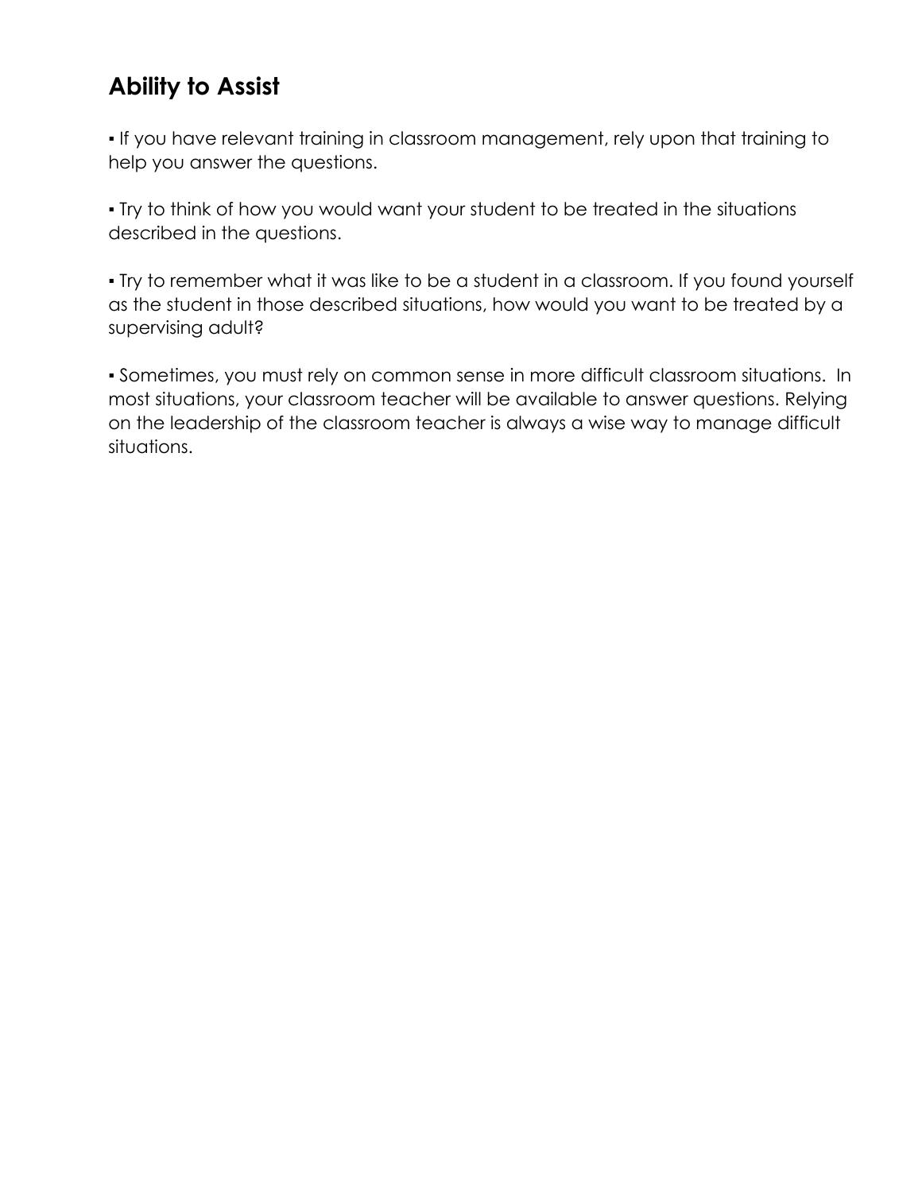## Ability to Assist

▪ If you have relevant training in classroom management, rely upon that training to help you answer the questions.

▪ Try to think of how you would want your student to be treated in the situations described in the questions.

▪ Try to remember what it was like to be a student in a classroom. If you found yourself as the student in those described situations, how would you want to be treated by a supervising adult?

▪ Sometimes, you must rely on common sense in more difficult classroom situations. In most situations, your classroom teacher will be available to answer questions. Relying on the leadership of the classroom teacher is always a wise way to manage difficult situations.